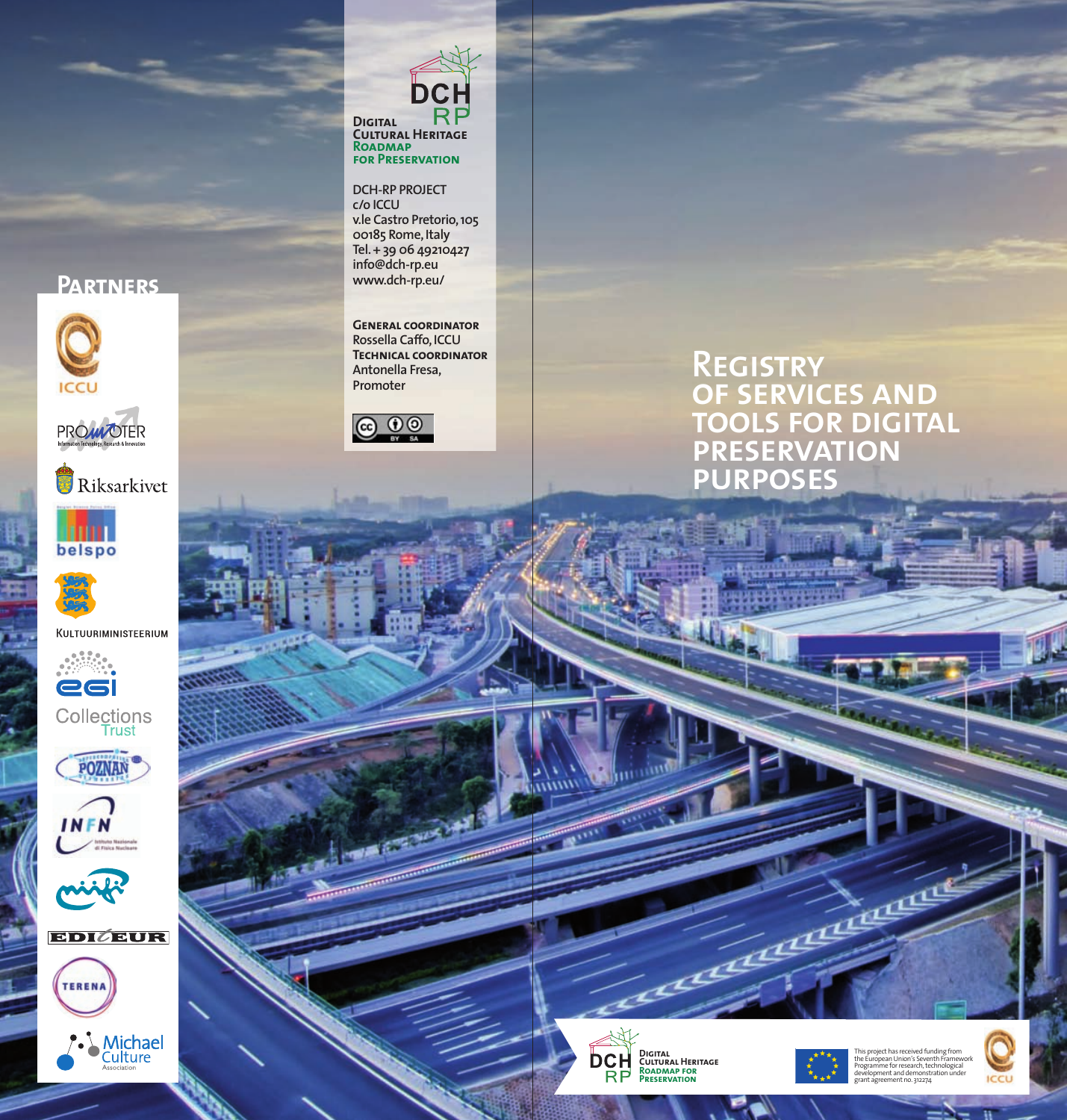# Registry of services and tools for digital preservation purposes

**Digital Cultural Heritage Roadmap for Preservation**

DCH-RP PROJECT
c/o ICCU
v.le Castro Pretorio, 105
00185 Rome, Italy
Tel. + 39 06 49210427
info@dch-rp.eu
www.dch-rp.eu/

**General coordinator**
Rossella Caffo, ICCU
**Technical coordinator**
Antonella Fresa,
Promoter

## Partners

ICCU
PROMOTER Information Technology, Research & Innovation
Riksarkivet
belspo
Kultuuriministeerium
egi
Collections Trust
POZNAN
INFN Istituto Nazionale di Fisica Nucleare
EDItEUR
TERENA
Michael Culture Association

Digital Cultural Heritage Roadmap for Preservation

This project has received funding from the European Union's Seventh Framework Programme for research, technological development and demonstration under grant agreement no. 312274

ICCU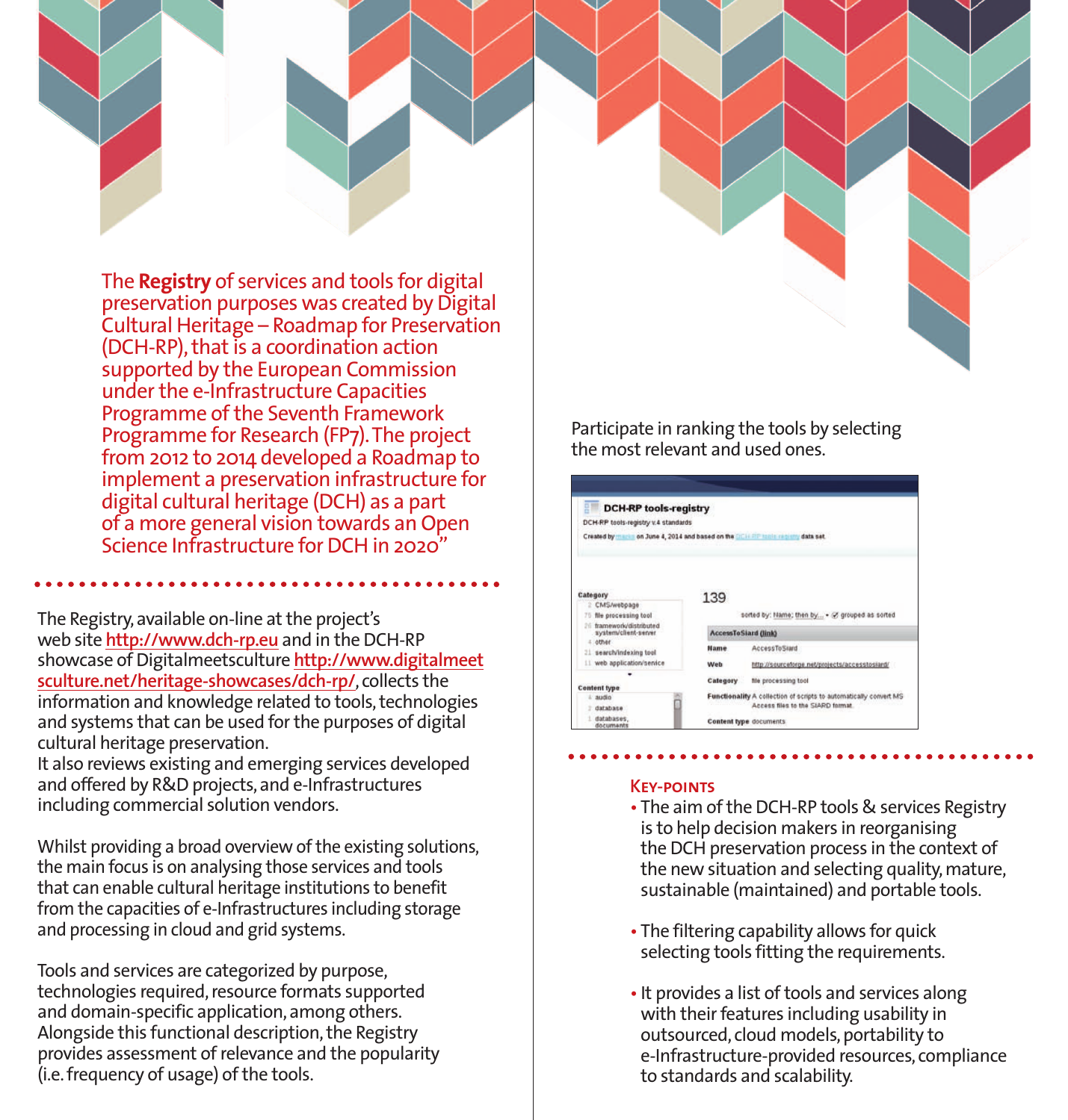The **Registry** of services and tools for digital preservation purposes was created by Digital Cultural Heritage – Roadmap for Preservation (DCH-RP), that is a coordination action supported by the European Commission under the e-Infrastructure Capacities Programme of the Seventh Framework Programme for Research (FP7). The project from 2012 to 2014 developed a Roadmap to implement a preservation infrastructure for digital cultural heritage (DCH) as a part of a more general vision towards an Open Science Infrastructure for DCH in 2020"

The Registry, available on-line at the project's web site **http://www.dch-rp.eu** and in the DCH-RP showcase of Digitalmeetsculture **http://www.digitalmeetsculture.net/heritage-showcases/dch-rp/**, collects the information and knowledge related to tools, technologies and systems that can be used for the purposes of digital cultural heritage preservation.
It also reviews existing and emerging services developed and offered by R&D projects, and e-Infrastructures including commercial solution vendors.

Whilst providing a broad overview of the existing solutions, the main focus is on analysing those services and tools that can enable cultural heritage institutions to benefit from the capacities of e-Infrastructures including storage and processing in cloud and grid systems.

Tools and services are categorized by purpose, technologies required, resource formats supported and domain-specific application, among others. Alongside this functional description, the Registry provides assessment of relevance and the popularity (i.e. frequency of usage) of the tools.

Participate in ranking the tools by selecting the most relevant and used ones.

### Key-points

- The aim of the DCH-RP tools & services Registry is to help decision makers in reorganising the DCH preservation process in the context of the new situation and selecting quality, mature, sustainable (maintained) and portable tools.
- The filtering capability allows for quick selecting tools fitting the requirements.
- It provides a list of tools and services along with their features including usability in outsourced, cloud models, portability to e-Infrastructure-provided resources, compliance to standards and scalability.